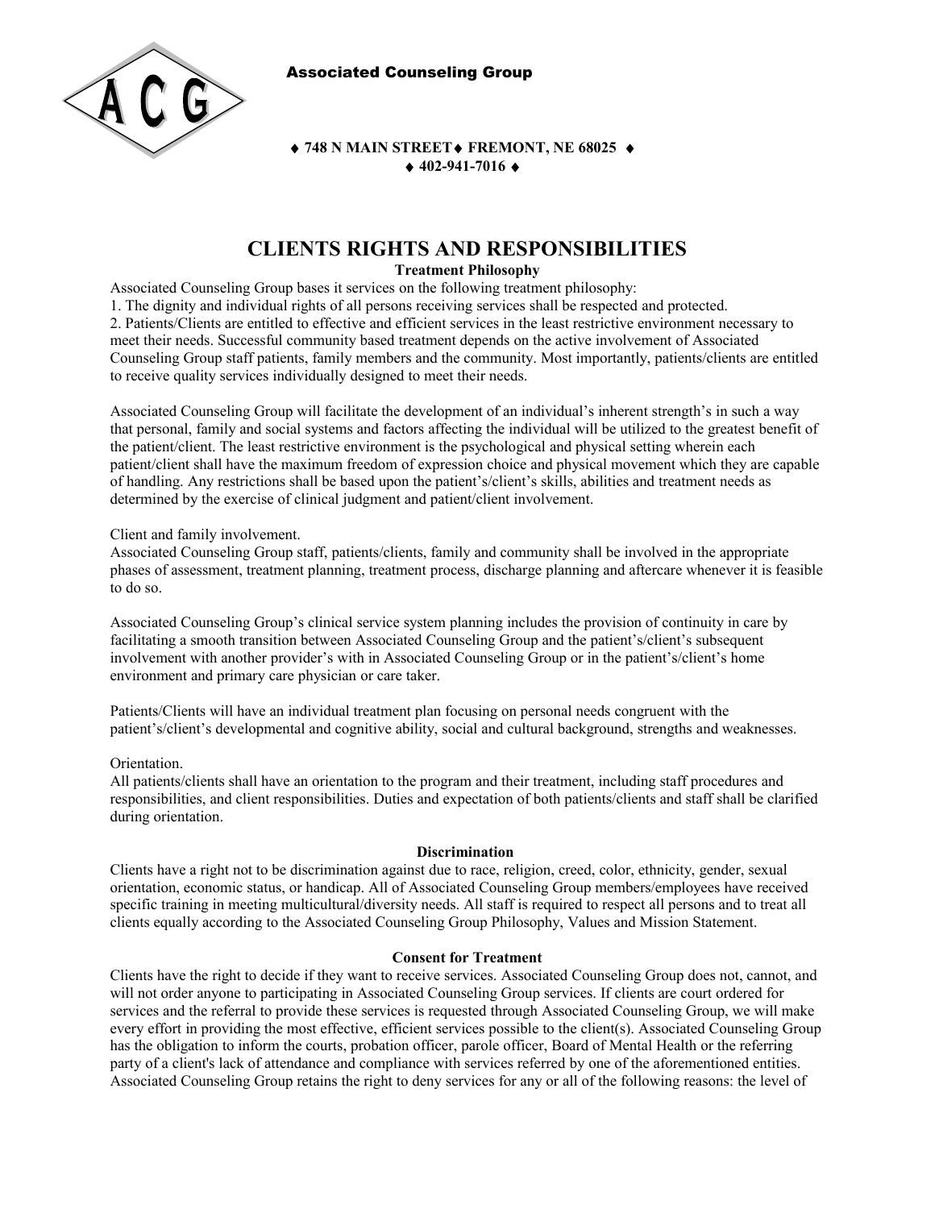Associated Counseling Group

♦ 748 N MAIN STREET ♦ FREMONT, NE 68025 ♦
♦ 402-941-7016 ♦

# CLIENTS RIGHTS AND RESPONSIBILITIES

**Treatment Philosophy**

Associated Counseling Group bases it services on the following treatment philosophy:

1. The dignity and individual rights of all persons receiving services shall be respected and protected.
2. Patients/Clients are entitled to effective and efficient services in the least restrictive environment necessary to meet their needs. Successful community based treatment depends on the active involvement of Associated Counseling Group staff patients, family members and the community. Most importantly, patients/clients are entitled to receive quality services individually designed to meet their needs.

Associated Counseling Group will facilitate the development of an individual's inherent strength's in such a way that personal, family and social systems and factors affecting the individual will be utilized to the greatest benefit of the patient/client. The least restrictive environment is the psychological and physical setting wherein each patient/client shall have the maximum freedom of expression choice and physical movement which they are capable of handling. Any restrictions shall be based upon the patient's/client's skills, abilities and treatment needs as determined by the exercise of clinical judgment and patient/client involvement.

Client and family involvement.
Associated Counseling Group staff, patients/clients, family and community shall be involved in the appropriate phases of assessment, treatment planning, treatment process, discharge planning and aftercare whenever it is feasible to do so.

Associated Counseling Group's clinical service system planning includes the provision of continuity in care by facilitating a smooth transition between Associated Counseling Group and the patient's/client's subsequent involvement with another provider's with in Associated Counseling Group or in the patient's/client's home environment and primary care physician or care taker.

Patients/Clients will have an individual treatment plan focusing on personal needs congruent with the patient's/client's developmental and cognitive ability, social and cultural background, strengths and weaknesses.

Orientation.
All patients/clients shall have an orientation to the program and their treatment, including staff procedures and responsibilities, and client responsibilities. Duties and expectation of both patients/clients and staff shall be clarified during orientation.

**Discrimination**

Clients have a right not to be discrimination against due to race, religion, creed, color, ethnicity, gender, sexual orientation, economic status, or handicap. All of Associated Counseling Group members/employees have received specific training in meeting multicultural/diversity needs. All staff is required to respect all persons and to treat all clients equally according to the Associated Counseling Group Philosophy, Values and Mission Statement.

**Consent for Treatment**

Clients have the right to decide if they want to receive services. Associated Counseling Group does not, cannot, and will not order anyone to participating in Associated Counseling Group services. If clients are court ordered for services and the referral to provide these services is requested through Associated Counseling Group, we will make every effort in providing the most effective, efficient services possible to the client(s). Associated Counseling Group has the obligation to inform the courts, probation officer, parole officer, Board of Mental Health or the referring party of a client's lack of attendance and compliance with services referred by one of the aforementioned entities. Associated Counseling Group retains the right to deny services for any or all of the following reasons: the level of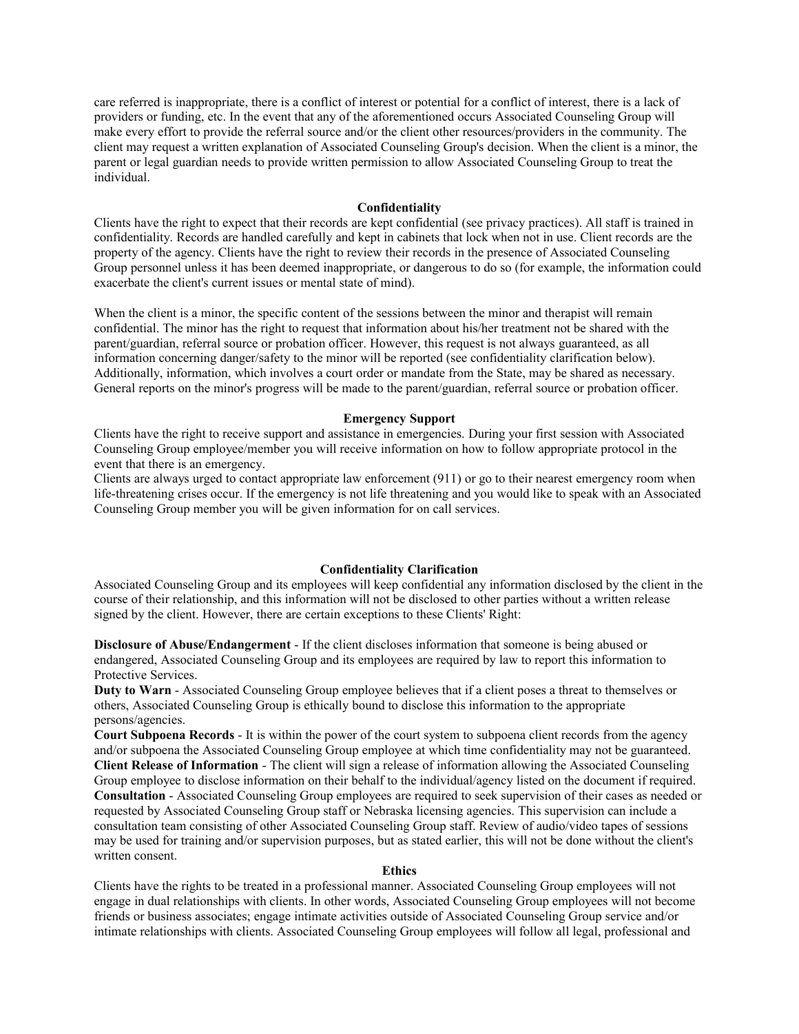care referred is inappropriate, there is a conflict of interest or potential for a conflict of interest, there is a lack of providers or funding, etc. In the event that any of the aforementioned occurs Associated Counseling Group will make every effort to provide the referral source and/or the client other resources/providers in the community. The client may request a written explanation of Associated Counseling Group's decision. When the client is a minor, the parent or legal guardian needs to provide written permission to allow Associated Counseling Group to treat the individual.

**Confidentiality**

Clients have the right to expect that their records are kept confidential (see privacy practices). All staff is trained in confidentiality. Records are handled carefully and kept in cabinets that lock when not in use. Client records are the property of the agency. Clients have the right to review their records in the presence of Associated Counseling Group personnel unless it has been deemed inappropriate, or dangerous to do so (for example, the information could exacerbate the client's current issues or mental state of mind).

When the client is a minor, the specific content of the sessions between the minor and therapist will remain confidential. The minor has the right to request that information about his/her treatment not be shared with the parent/guardian, referral source or probation officer. However, this request is not always guaranteed, as all information concerning danger/safety to the minor will be reported (see confidentiality clarification below). Additionally, information, which involves a court order or mandate from the State, may be shared as necessary. General reports on the minor's progress will be made to the parent/guardian, referral source or probation officer.

**Emergency Support**

Clients have the right to receive support and assistance in emergencies. During your first session with Associated Counseling Group employee/member you will receive information on how to follow appropriate protocol in the event that there is an emergency.

Clients are always urged to contact appropriate law enforcement (911) or go to their nearest emergency room when life-threatening crises occur. If the emergency is not life threatening and you would like to speak with an Associated Counseling Group member you will be given information for on call services.

**Confidentiality Clarification**

Associated Counseling Group and its employees will keep confidential any information disclosed by the client in the course of their relationship, and this information will not be disclosed to other parties without a written release signed by the client. However, there are certain exceptions to these Clients' Right:

**Disclosure of Abuse/Endangerment** - If the client discloses information that someone is being abused or endangered, Associated Counseling Group and its employees are required by law to report this information to Protective Services.

**Duty to Warn** - Associated Counseling Group employee believes that if a client poses a threat to themselves or others, Associated Counseling Group is ethically bound to disclose this information to the appropriate persons/agencies.

**Court Subpoena Records** - It is within the power of the court system to subpoena client records from the agency and/or subpoena the Associated Counseling Group employee at which time confidentiality may not be guaranteed.

**Client Release of Information** - The client will sign a release of information allowing the Associated Counseling Group employee to disclose information on their behalf to the individual/agency listed on the document if required.

**Consultation** - Associated Counseling Group employees are required to seek supervision of their cases as needed or requested by Associated Counseling Group staff or Nebraska licensing agencies. This supervision can include a consultation team consisting of other Associated Counseling Group staff. Review of audio/video tapes of sessions may be used for training and/or supervision purposes, but as stated earlier, this will not be done without the client's written consent.

**Ethics**

Clients have the rights to be treated in a professional manner. Associated Counseling Group employees will not engage in dual relationships with clients. In other words, Associated Counseling Group employees will not become friends or business associates; engage intimate activities outside of Associated Counseling Group service and/or intimate relationships with clients. Associated Counseling Group employees will follow all legal, professional and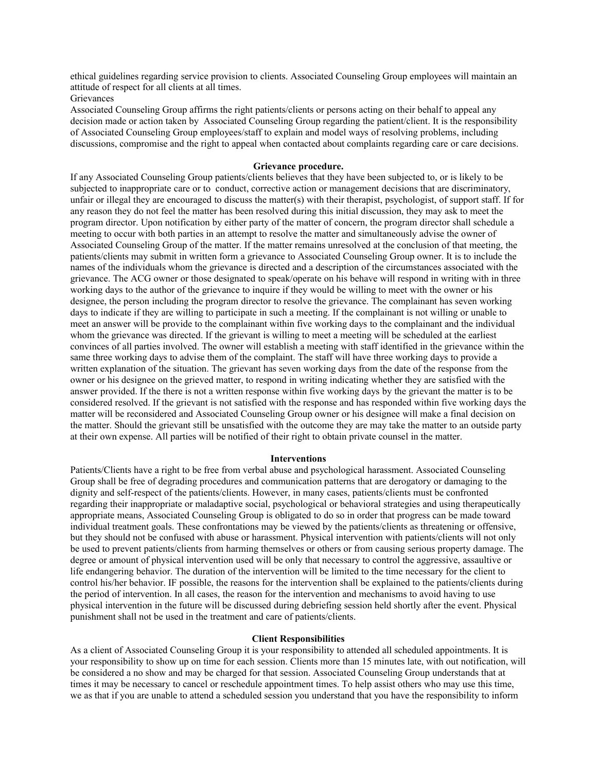ethical guidelines regarding service provision to clients. Associated Counseling Group employees will maintain an attitude of respect for all clients at all times.

Grievances

Associated Counseling Group affirms the right patients/clients or persons acting on their behalf to appeal any decision made or action taken by Associated Counseling Group regarding the patient/client. It is the responsibility of Associated Counseling Group employees/staff to explain and model ways of resolving problems, including discussions, compromise and the right to appeal when contacted about complaints regarding care or care decisions.

**Grievance procedure.**

If any Associated Counseling Group patients/clients believes that they have been subjected to, or is likely to be subjected to inappropriate care or to conduct, corrective action or management decisions that are discriminatory, unfair or illegal they are encouraged to discuss the matter(s) with their therapist, psychologist, of support staff. If for any reason they do not feel the matter has been resolved during this initial discussion, they may ask to meet the program director. Upon notification by either party of the matter of concern, the program director shall schedule a meeting to occur with both parties in an attempt to resolve the matter and simultaneously advise the owner of Associated Counseling Group of the matter. If the matter remains unresolved at the conclusion of that meeting, the patients/clients may submit in written form a grievance to Associated Counseling Group owner. It is to include the names of the individuals whom the grievance is directed and a description of the circumstances associated with the grievance. The ACG owner or those designated to speak/operate on his behave will respond in writing with in three working days to the author of the grievance to inquire if they would be willing to meet with the owner or his designee, the person including the program director to resolve the grievance. The complainant has seven working days to indicate if they are willing to participate in such a meeting. If the complainant is not willing or unable to meet an answer will be provide to the complainant within five working days to the complainant and the individual whom the grievance was directed. If the grievant is willing to meet a meeting will be scheduled at the earliest convinces of all parties involved. The owner will establish a meeting with staff identified in the grievance within the same three working days to advise them of the complaint. The staff will have three working days to provide a written explanation of the situation. The grievant has seven working days from the date of the response from the owner or his designee on the grieved matter, to respond in writing indicating whether they are satisfied with the answer provided. If the there is not a written response within five working days by the grievant the matter is to be considered resolved. If the grievant is not satisfied with the response and has responded within five working days the matter will be reconsidered and Associated Counseling Group owner or his designee will make a final decision on the matter. Should the grievant still be unsatisfied with the outcome they are may take the matter to an outside party at their own expense. All parties will be notified of their right to obtain private counsel in the matter.

**Interventions**

Patients/Clients have a right to be free from verbal abuse and psychological harassment. Associated Counseling Group shall be free of degrading procedures and communication patterns that are derogatory or damaging to the dignity and self-respect of the patients/clients. However, in many cases, patients/clients must be confronted regarding their inappropriate or maladaptive social, psychological or behavioral strategies and using therapeutically appropriate means, Associated Counseling Group is obligated to do so in order that progress can be made toward individual treatment goals. These confrontations may be viewed by the patients/clients as threatening or offensive, but they should not be confused with abuse or harassment. Physical intervention with patients/clients will not only be used to prevent patients/clients from harming themselves or others or from causing serious property damage. The degree or amount of physical intervention used will be only that necessary to control the aggressive, assaultive or life endangering behavior. The duration of the intervention will be limited to the time necessary for the client to control his/her behavior. IF possible, the reasons for the intervention shall be explained to the patients/clients during the period of intervention. In all cases, the reason for the intervention and mechanisms to avoid having to use physical intervention in the future will be discussed during debriefing session held shortly after the event. Physical punishment shall not be used in the treatment and care of patients/clients.

**Client Responsibilities**

As a client of Associated Counseling Group it is your responsibility to attended all scheduled appointments. It is your responsibility to show up on time for each session. Clients more than 15 minutes late, with out notification, will be considered a no show and may be charged for that session. Associated Counseling Group understands that at times it may be necessary to cancel or reschedule appointment times. To help assist others who may use this time, we as that if you are unable to attend a scheduled session you understand that you have the responsibility to inform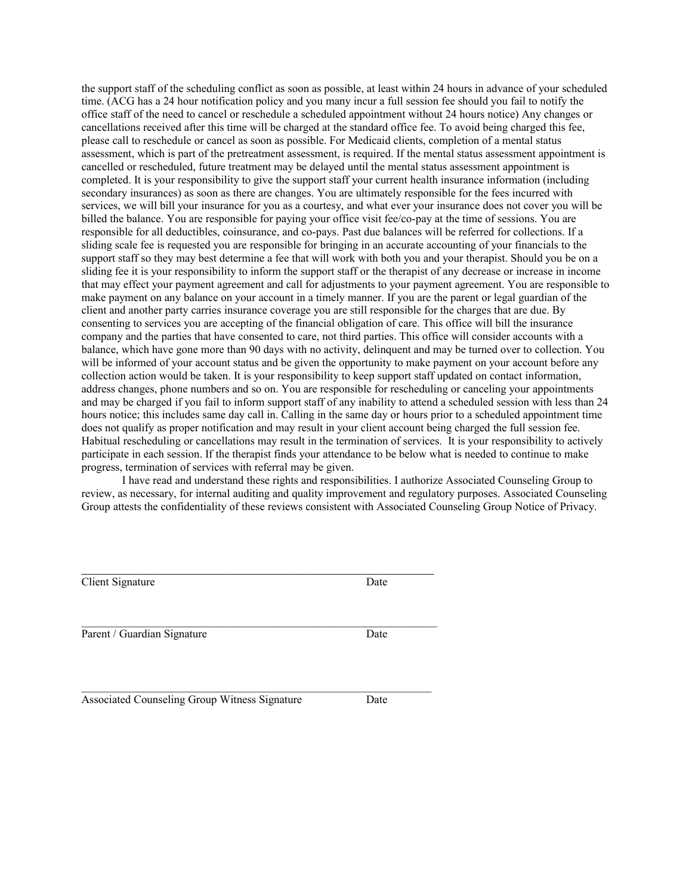the support staff of the scheduling conflict as soon as possible, at least within 24 hours in advance of your scheduled time. (ACG has a 24 hour notification policy and you many incur a full session fee should you fail to notify the office staff of the need to cancel or reschedule a scheduled appointment without 24 hours notice) Any changes or cancellations received after this time will be charged at the standard office fee. To avoid being charged this fee, please call to reschedule or cancel as soon as possible. For Medicaid clients, completion of a mental status assessment, which is part of the pretreatment assessment, is required. If the mental status assessment appointment is cancelled or rescheduled, future treatment may be delayed until the mental status assessment appointment is completed. It is your responsibility to give the support staff your current health insurance information (including secondary insurances) as soon as there are changes. You are ultimately responsible for the fees incurred with services, we will bill your insurance for you as a courtesy, and what ever your insurance does not cover you will be billed the balance. You are responsible for paying your office visit fee/co-pay at the time of sessions. You are responsible for all deductibles, coinsurance, and co-pays. Past due balances will be referred for collections. If a sliding scale fee is requested you are responsible for bringing in an accurate accounting of your financials to the support staff so they may best determine a fee that will work with both you and your therapist. Should you be on a sliding fee it is your responsibility to inform the support staff or the therapist of any decrease or increase in income that may effect your payment agreement and call for adjustments to your payment agreement. You are responsible to make payment on any balance on your account in a timely manner. If you are the parent or legal guardian of the client and another party carries insurance coverage you are still responsible for the charges that are due. By consenting to services you are accepting of the financial obligation of care. This office will bill the insurance company and the parties that have consented to care, not third parties. This office will consider accounts with a balance, which have gone more than 90 days with no activity, delinquent and may be turned over to collection. You will be informed of your account status and be given the opportunity to make payment on your account before any collection action would be taken. It is your responsibility to keep support staff updated on contact information, address changes, phone numbers and so on. You are responsible for rescheduling or canceling your appointments and may be charged if you fail to inform support staff of any inability to attend a scheduled session with less than 24 hours notice; this includes same day call in. Calling in the same day or hours prior to a scheduled appointment time does not qualify as proper notification and may result in your client account being charged the full session fee. Habitual rescheduling or cancellations may result in the termination of services. It is your responsibility to actively participate in each session. If the therapist finds your attendance to be below what is needed to continue to make progress, termination of services with referral may be given.

I have read and understand these rights and responsibilities. I authorize Associated Counseling Group to review, as necessary, for internal auditing and quality improvement and regulatory purposes. Associated Counseling Group attests the confidentiality of these reviews consistent with Associated Counseling Group Notice of Privacy.

\_\_\_\_\_\_\_\_\_\_\_\_\_\_\_\_\_\_\_\_\_\_\_\_\_\_\_\_\_\_\_\_\_\_\_\_\_\_\_\_\_\_\_\_\_\_\_\_\_\_\_\_\_\_\_\_\_\_\_\_

Client Signature Date

\_\_\_\_\_\_\_\_\_\_\_\_\_\_\_\_\_\_\_\_\_\_\_\_\_\_\_\_\_\_\_\_\_\_\_\_\_\_\_\_\_\_\_\_\_\_\_\_\_\_\_\_\_\_\_\_\_\_\_\_

Parent / Guardian Signature Date

\_\_\_\_\_\_\_\_\_\_\_\_\_\_\_\_\_\_\_\_\_\_\_\_\_\_\_\_\_\_\_\_\_\_\_\_\_\_\_\_\_\_\_\_\_\_\_\_\_\_\_\_\_\_\_\_\_\_\_\_

Associated Counseling Group Witness Signature Date